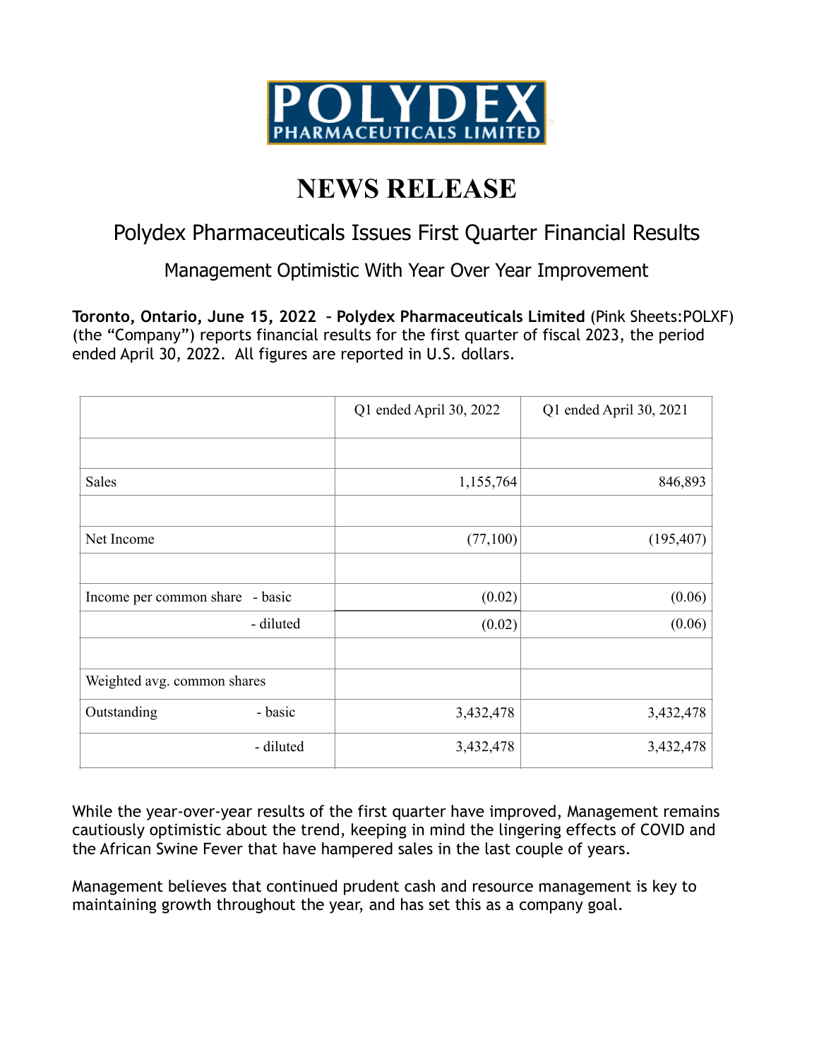**POLYDEX PHARMACEUTICALS LIMITED**

# NEWS RELEASE

## Polydex Pharmaceuticals Issues First Quarter Financial Results

### Management Optimistic With Year Over Year Improvement

**Toronto, Ontario, June 15, 2022 – Polydex Pharmaceuticals Limited** (Pink Sheets:POLXF) (the "Company") reports financial results for the first quarter of fiscal 2023, the period ended April 30, 2022. All figures are reported in U.S. dollars.

| | Q1 ended April 30, 2022 | Q1 ended April 30, 2021 |
|---|---|---|
| | | |
| Sales | 1,155,764 | 846,893 |
| | | |
| Net Income | (77,100) | (195,407) |
| | | |
| Income per common share - basic | (0.02) | (0.06) |
| - diluted | (0.02) | (0.06) |
| | | |
| Weighted avg. common shares | | |
| Outstanding - basic | 3,432,478 | 3,432,478 |
| - diluted | 3,432,478 | 3,432,478 |

While the year-over-year results of the first quarter have improved, Management remains cautiously optimistic about the trend, keeping in mind the lingering effects of COVID and the African Swine Fever that have hampered sales in the last couple of years.

Management believes that continued prudent cash and resource management is key to maintaining growth throughout the year, and has set this as a company goal.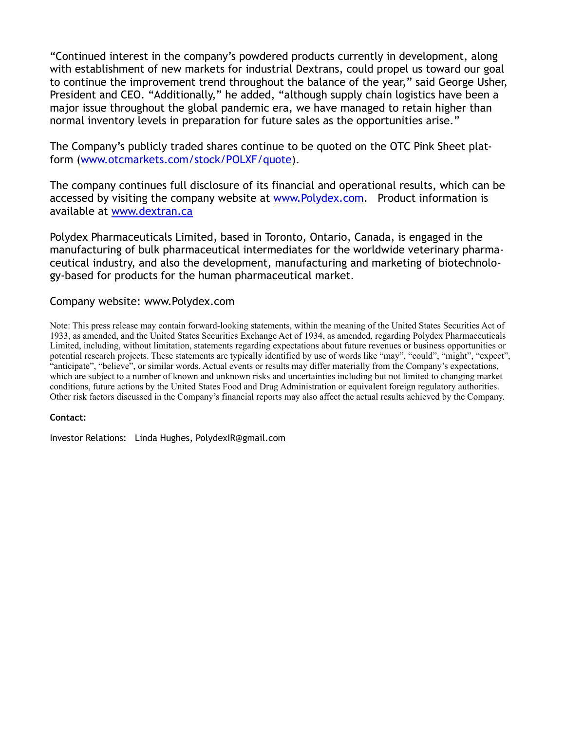“Continued interest in the company’s powdered products currently in development, along with establishment of new markets for industrial Dextrans, could propel us toward our goal to continue the improvement trend throughout the balance of the year,” said George Usher, President and CEO. “Additionally,” he added, “although supply chain logistics have been a major issue throughout the global pandemic era, we have managed to retain higher than normal inventory levels in preparation for future sales as the opportunities arise.”

The Company’s publicly traded shares continue to be quoted on the OTC Pink Sheet platform ([www.otcmarkets.com/stock/POLXF/quote](www.otcmarkets.com/stock/POLXF/quote)).

The company continues full disclosure of its financial and operational results, which can be accessed by visiting the company website at [www.Polydex.com](www.Polydex.com). Product information is available at [www.dextran.ca](www.dextran.ca)

Polydex Pharmaceuticals Limited, based in Toronto, Ontario, Canada, is engaged in the manufacturing of bulk pharmaceutical intermediates for the worldwide veterinary pharmaceutical industry, and also the development, manufacturing and marketing of biotechnology-based for products for the human pharmaceutical market.

Company website: www.Polydex.com

Note: This press release may contain forward-looking statements, within the meaning of the United States Securities Act of 1933, as amended, and the United States Securities Exchange Act of 1934, as amended, regarding Polydex Pharmaceuticals Limited, including, without limitation, statements regarding expectations about future revenues or business opportunities or potential research projects. These statements are typically identified by use of words like “may”, “could”, “might”, “expect”, “anticipate”, “believe”, or similar words. Actual events or results may differ materially from the Company’s expectations, which are subject to a number of known and unknown risks and uncertainties including but not limited to changing market conditions, future actions by the United States Food and Drug Administration or equivalent foreign regulatory authorities. Other risk factors discussed in the Company’s financial reports may also affect the actual results achieved by the Company.

**Contact:**

Investor Relations: Linda Hughes, PolydexIR@gmail.com